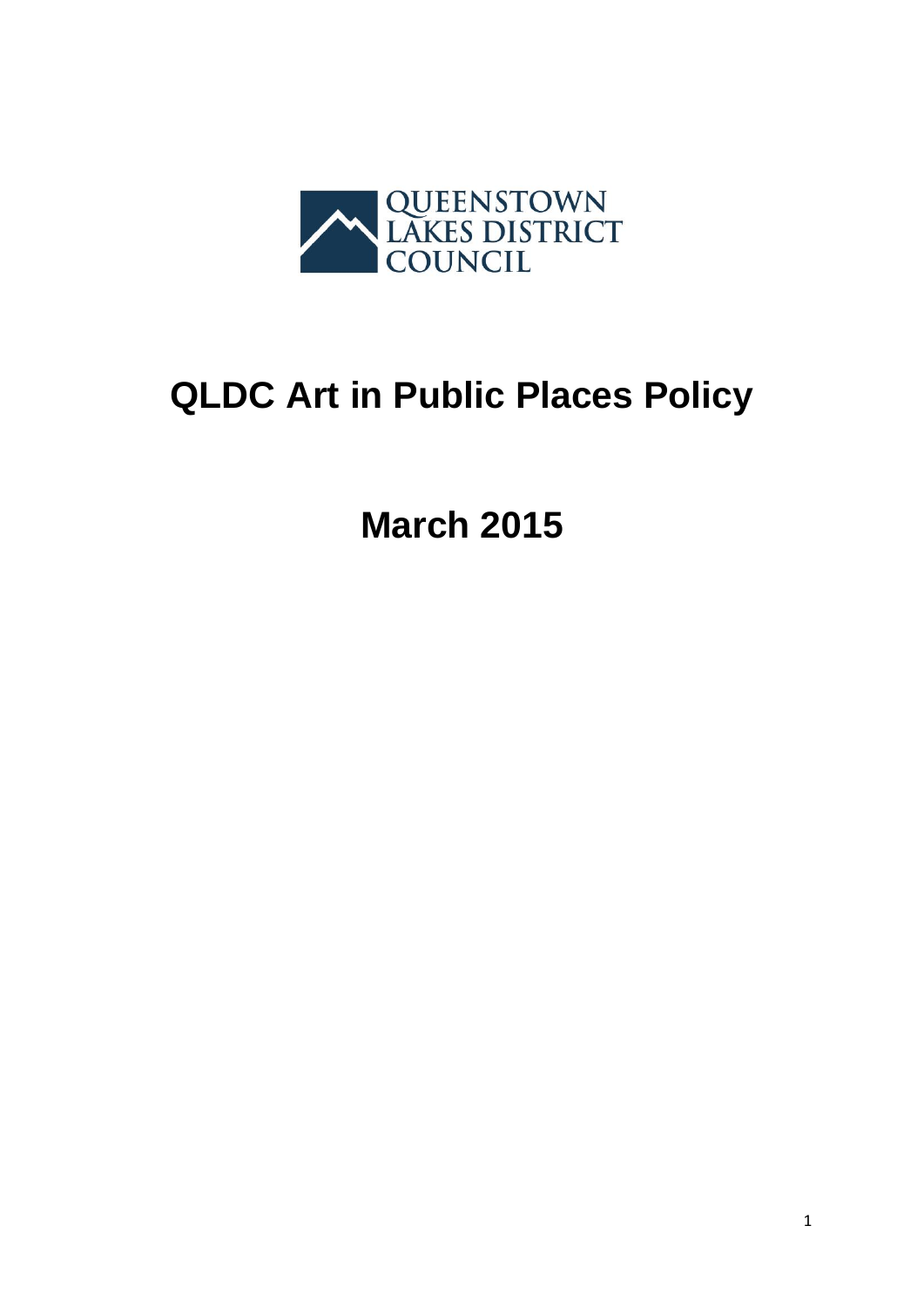QUEENSTOWN LAKES DISTRICT COUNCIL

# QLDC Art in Public Places Policy

## March 2015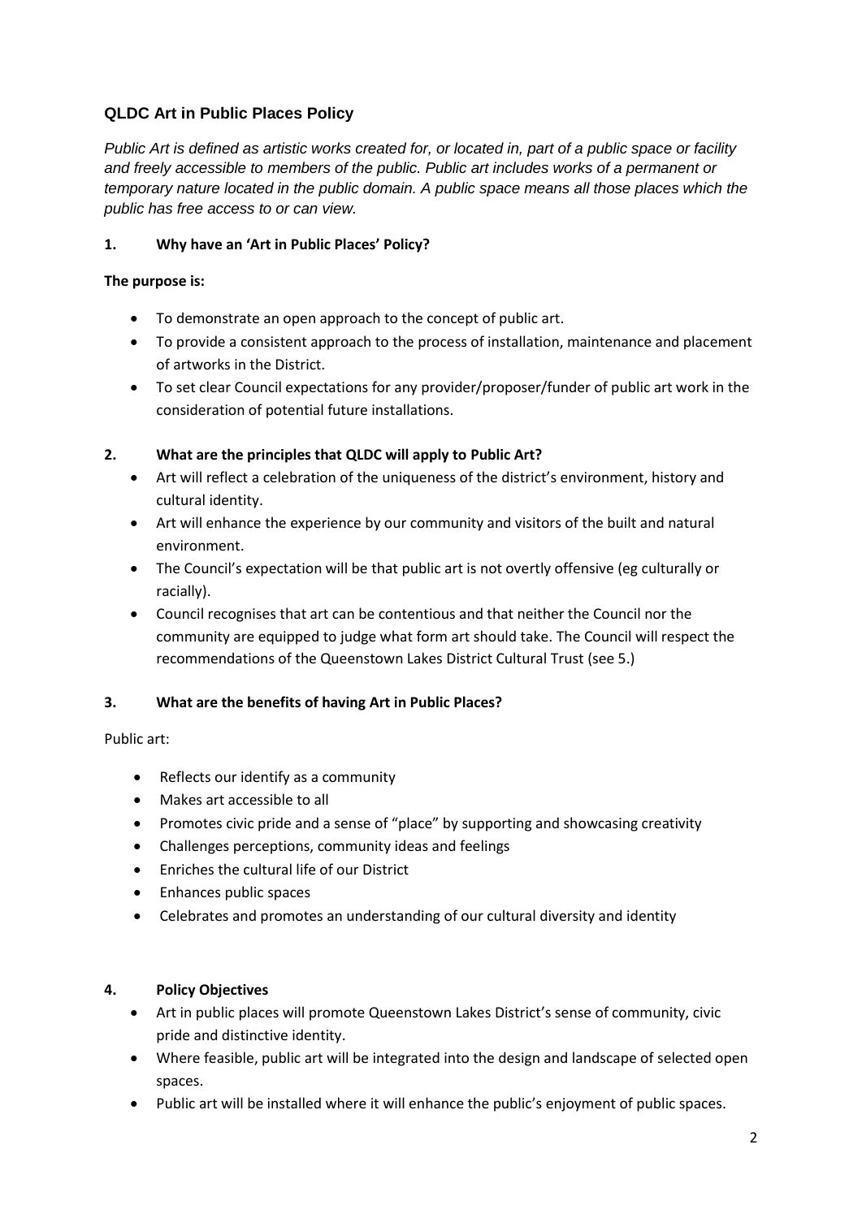## QLDC Art in Public Places Policy

*Public Art is defined as artistic works created for, or located in, part of a public space or facility and freely accessible to members of the public. Public art includes works of a permanent or temporary nature located in the public domain. A public space means all those places which the public has free access to or can view.*

### 1. Why have an 'Art in Public Places' Policy?

**The purpose is:**

- To demonstrate an open approach to the concept of public art.
- To provide a consistent approach to the process of installation, maintenance and placement of artworks in the District.
- To set clear Council expectations for any provider/proposer/funder of public art work in the consideration of potential future installations.

### 2. What are the principles that QLDC will apply to Public Art?

- Art will reflect a celebration of the uniqueness of the district's environment, history and cultural identity.
- Art will enhance the experience by our community and visitors of the built and natural environment.
- The Council's expectation will be that public art is not overtly offensive (eg culturally or racially).
- Council recognises that art can be contentious and that neither the Council nor the community are equipped to judge what form art should take. The Council will respect the recommendations of the Queenstown Lakes District Cultural Trust (see 5.)

### 3. What are the benefits of having Art in Public Places?

Public art:

- Reflects our identify as a community
- Makes art accessible to all
- Promotes civic pride and a sense of "place" by supporting and showcasing creativity
- Challenges perceptions, community ideas and feelings
- Enriches the cultural life of our District
- Enhances public spaces
- Celebrates and promotes an understanding of our cultural diversity and identity

### 4. Policy Objectives

- Art in public places will promote Queenstown Lakes District's sense of community, civic pride and distinctive identity.
- Where feasible, public art will be integrated into the design and landscape of selected open spaces.
- Public art will be installed where it will enhance the public's enjoyment of public spaces.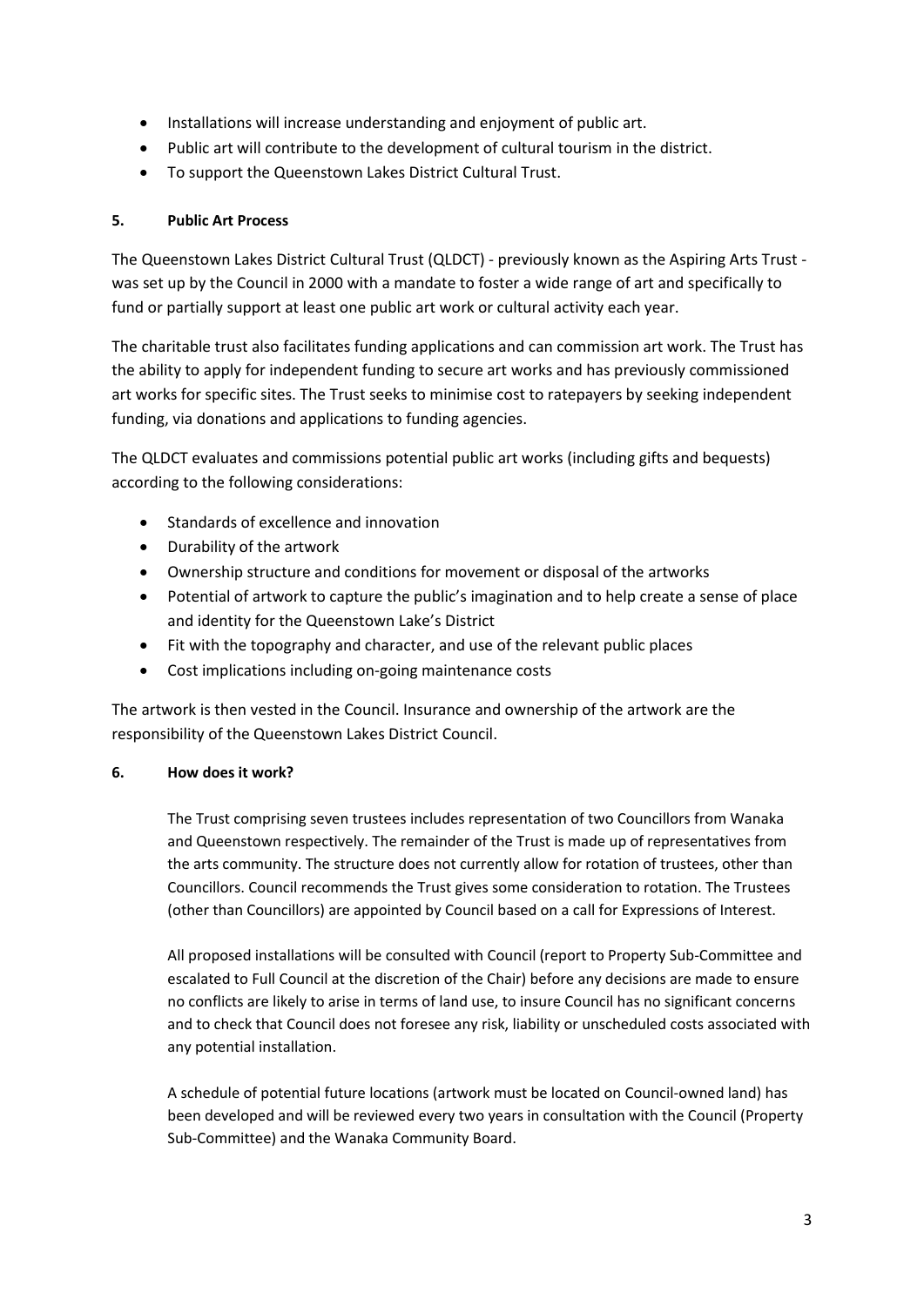- Installations will increase understanding and enjoyment of public art.
- Public art will contribute to the development of cultural tourism in the district.
- To support the Queenstown Lakes District Cultural Trust.

## 5. Public Art Process

The Queenstown Lakes District Cultural Trust (QLDCT) - previously known as the Aspiring Arts Trust - was set up by the Council in 2000 with a mandate to foster a wide range of art and specifically to fund or partially support at least one public art work or cultural activity each year.

The charitable trust also facilitates funding applications and can commission art work. The Trust has the ability to apply for independent funding to secure art works and has previously commissioned art works for specific sites. The Trust seeks to minimise cost to ratepayers by seeking independent funding, via donations and applications to funding agencies.

The QLDCT evaluates and commissions potential public art works (including gifts and bequests) according to the following considerations:

- Standards of excellence and innovation
- Durability of the artwork
- Ownership structure and conditions for movement or disposal of the artworks
- Potential of artwork to capture the public's imagination and to help create a sense of place and identity for the Queenstown Lake's District
- Fit with the topography and character, and use of the relevant public places
- Cost implications including on-going maintenance costs

The artwork is then vested in the Council. Insurance and ownership of the artwork are the responsibility of the Queenstown Lakes District Council.

## 6. How does it work?

The Trust comprising seven trustees includes representation of two Councillors from Wanaka and Queenstown respectively. The remainder of the Trust is made up of representatives from the arts community. The structure does not currently allow for rotation of trustees, other than Councillors. Council recommends the Trust gives some consideration to rotation. The Trustees (other than Councillors) are appointed by Council based on a call for Expressions of Interest.

All proposed installations will be consulted with Council (report to Property Sub-Committee and escalated to Full Council at the discretion of the Chair) before any decisions are made to ensure no conflicts are likely to arise in terms of land use, to insure Council has no significant concerns and to check that Council does not foresee any risk, liability or unscheduled costs associated with any potential installation.

A schedule of potential future locations (artwork must be located on Council-owned land) has been developed and will be reviewed every two years in consultation with the Council (Property Sub-Committee) and the Wanaka Community Board.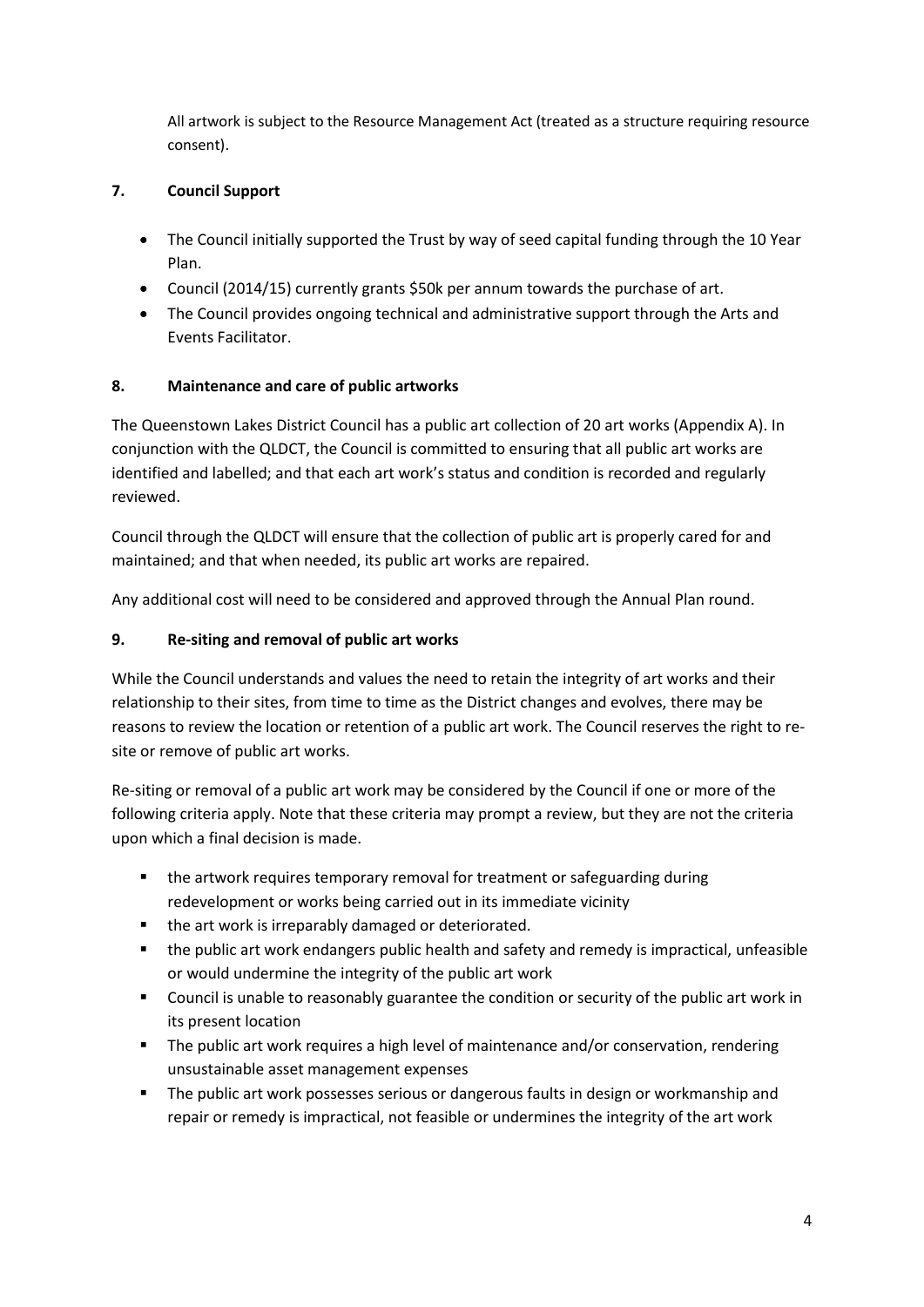All artwork is subject to the Resource Management Act (treated as a structure requiring resource consent).

## 7. Council Support

- The Council initially supported the Trust by way of seed capital funding through the 10 Year Plan.
- Council (2014/15) currently grants $50k per annum towards the purchase of art.
- The Council provides ongoing technical and administrative support through the Arts and Events Facilitator.

## 8. Maintenance and care of public artworks

The Queenstown Lakes District Council has a public art collection of 20 art works (Appendix A). In conjunction with the QLDCT, the Council is committed to ensuring that all public art works are identified and labelled; and that each art work's status and condition is recorded and regularly reviewed.

Council through the QLDCT will ensure that the collection of public art is properly cared for and maintained; and that when needed, its public art works are repaired.

Any additional cost will need to be considered and approved through the Annual Plan round.

## 9. Re-siting and removal of public art works

While the Council understands and values the need to retain the integrity of art works and their relationship to their sites, from time to time as the District changes and evolves, there may be reasons to review the location or retention of a public art work. The Council reserves the right to re-site or remove of public art works.

Re-siting or removal of a public art work may be considered by the Council if one or more of the following criteria apply. Note that these criteria may prompt a review, but they are not the criteria upon which a final decision is made.

- the artwork requires temporary removal for treatment or safeguarding during redevelopment or works being carried out in its immediate vicinity
- the art work is irreparably damaged or deteriorated.
- the public art work endangers public health and safety and remedy is impractical, unfeasible or would undermine the integrity of the public art work
- Council is unable to reasonably guarantee the condition or security of the public art work in its present location
- The public art work requires a high level of maintenance and/or conservation, rendering unsustainable asset management expenses
- The public art work possesses serious or dangerous faults in design or workmanship and repair or remedy is impractical, not feasible or undermines the integrity of the art work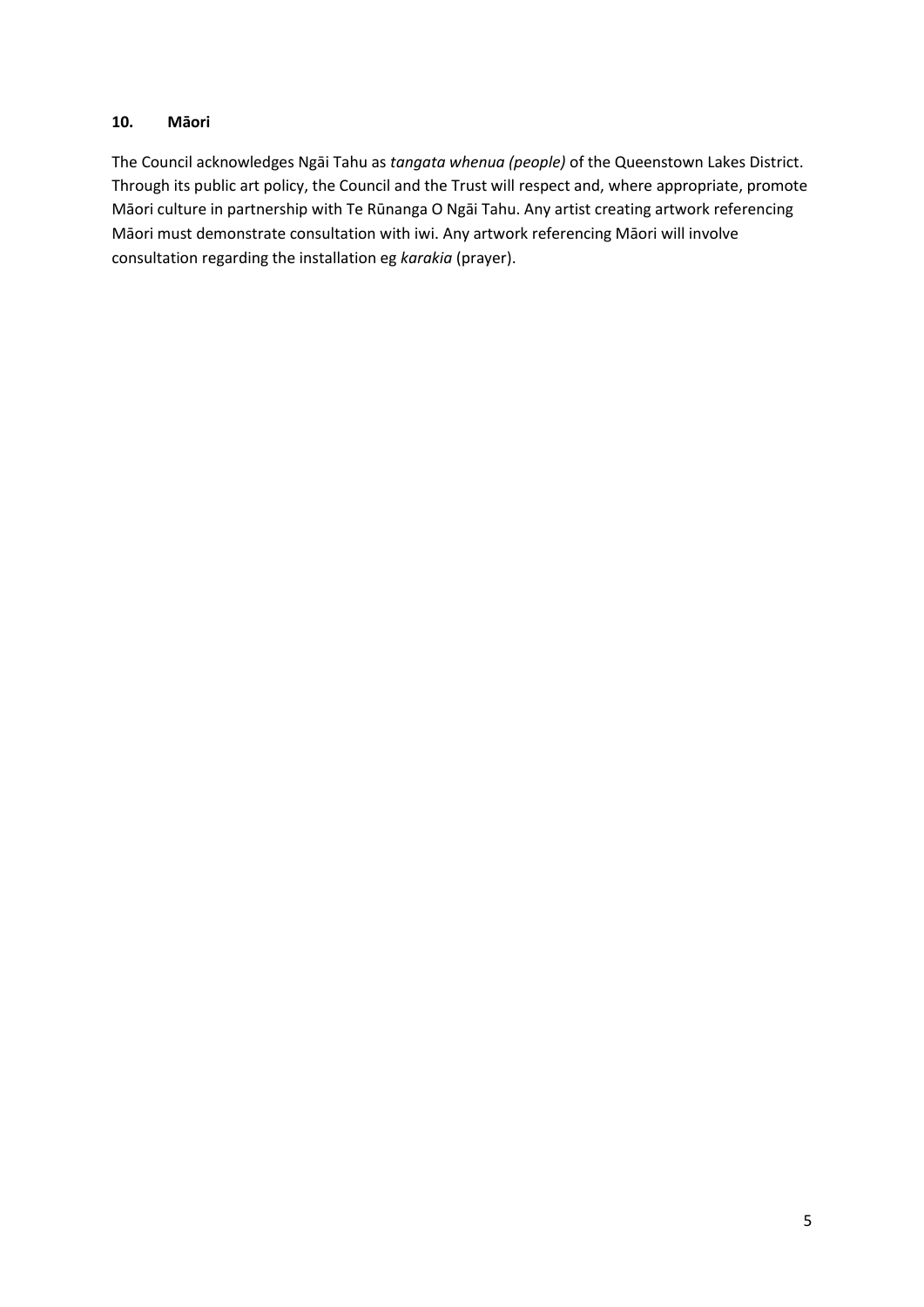## 10. Māori

The Council acknowledges Ngāi Tahu as *tangata whenua (people)* of the Queenstown Lakes District. Through its public art policy, the Council and the Trust will respect and, where appropriate, promote Māori culture in partnership with Te Rūnanga O Ngāi Tahu. Any artist creating artwork referencing Māori must demonstrate consultation with iwi. Any artwork referencing Māori will involve consultation regarding the installation eg *karakia* (prayer).